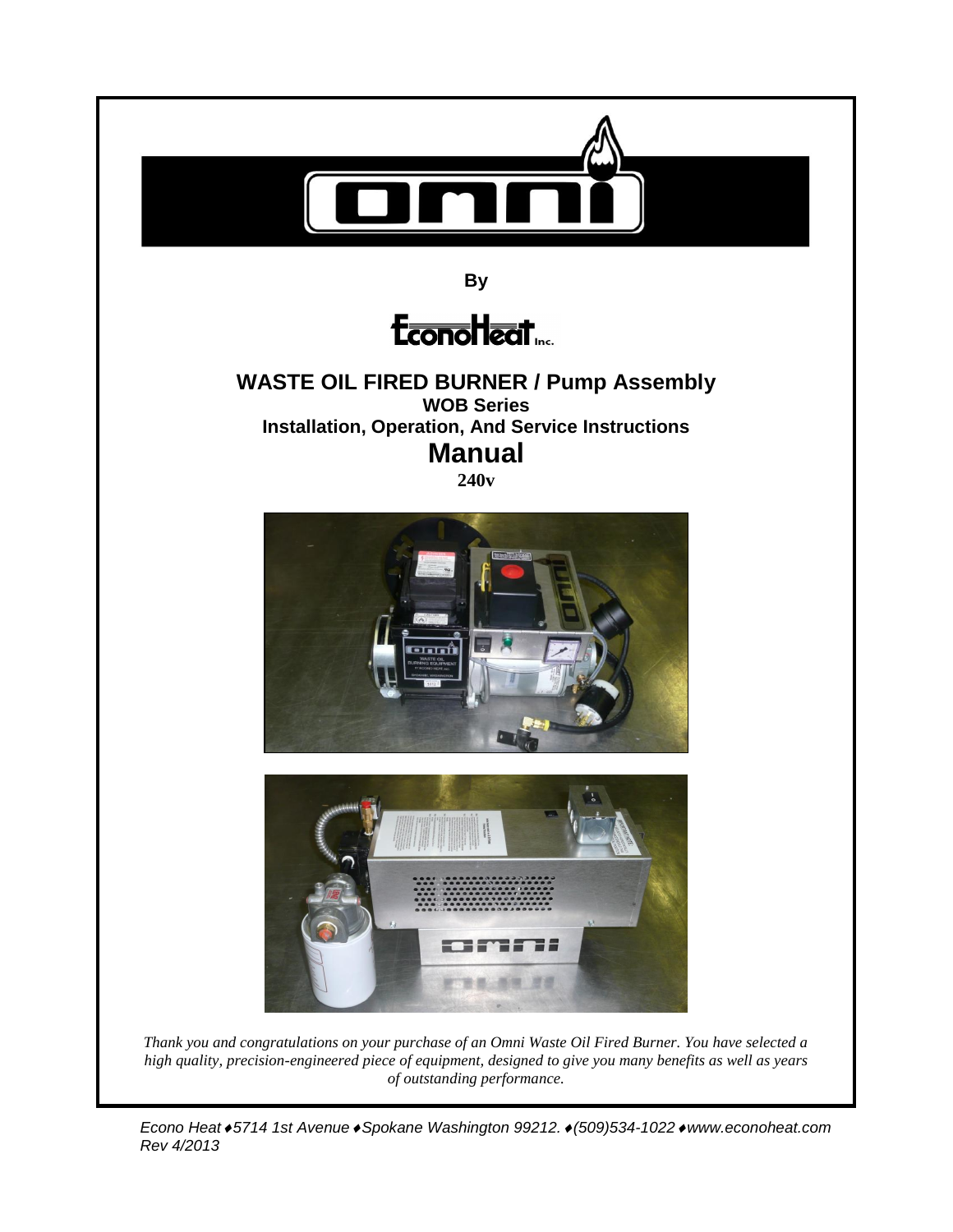# omni

**By**

**EconoHeat Inc.**

## WASTE OIL FIRED BURNER / Pump Assembly

**WOB Series**

**Installation, Operation, And Service Instructions**

# Manual

**240v**

*Thank you and congratulations on your purchase of an Omni Waste Oil Fired Burner. You have selected a high quality, precision-engineered piece of equipment, designed to give you many benefits as well as years of outstanding performance.*

*Econo Heat ♦5714 1st Avenue ♦Spokane Washington 99212. ♦(509)534-1022 ♦www.econoheat.com*
*Rev 4/2013*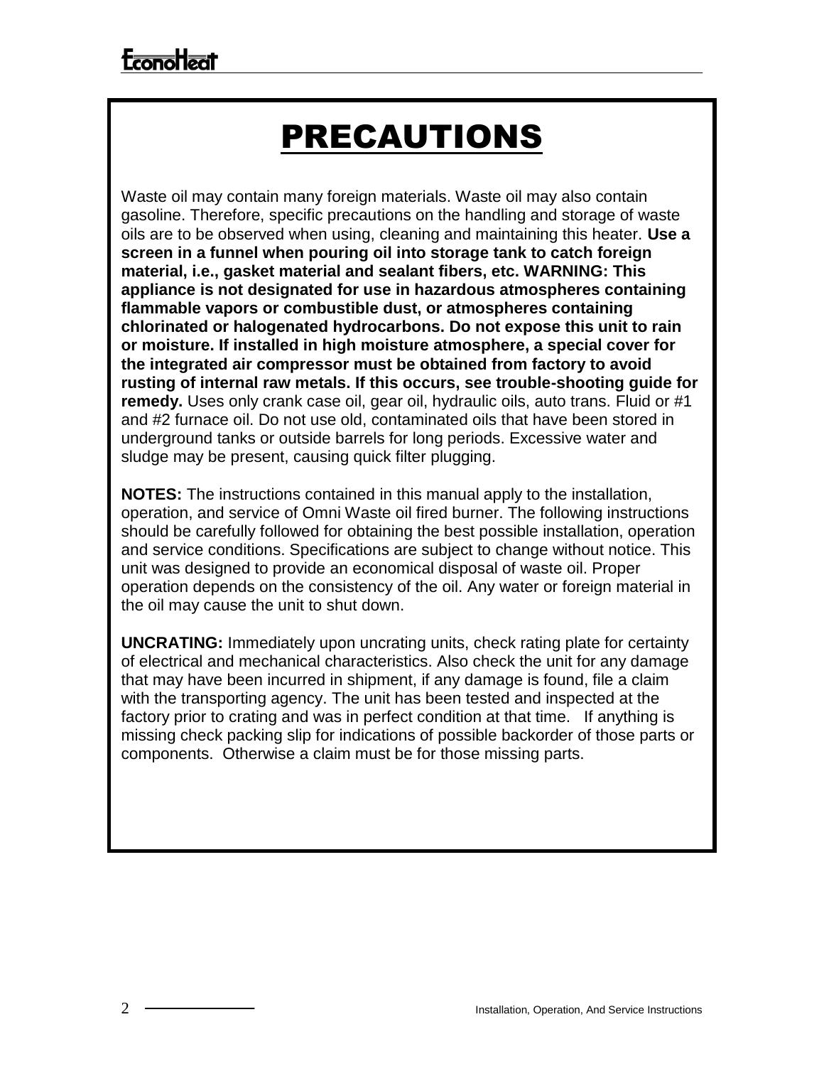# PRECAUTIONS

Waste oil may contain many foreign materials. Waste oil may also contain gasoline. Therefore, specific precautions on the handling and storage of waste oils are to be observed when using, cleaning and maintaining this heater. **Use a screen in a funnel when pouring oil into storage tank to catch foreign material, i.e., gasket material and sealant fibers, etc. WARNING: This appliance is not designated for use in hazardous atmospheres containing flammable vapors or combustible dust, or atmospheres containing chlorinated or halogenated hydrocarbons. Do not expose this unit to rain or moisture. If installed in high moisture atmosphere, a special cover for the integrated air compressor must be obtained from factory to avoid rusting of internal raw metals. If this occurs, see trouble-shooting guide for remedy.** Uses only crank case oil, gear oil, hydraulic oils, auto trans. Fluid or #1 and #2 furnace oil. Do not use old, contaminated oils that have been stored in underground tanks or outside barrels for long periods. Excessive water and sludge may be present, causing quick filter plugging.

**NOTES:** The instructions contained in this manual apply to the installation, operation, and service of Omni Waste oil fired burner. The following instructions should be carefully followed for obtaining the best possible installation, operation and service conditions. Specifications are subject to change without notice. This unit was designed to provide an economical disposal of waste oil. Proper operation depends on the consistency of the oil. Any water or foreign material in the oil may cause the unit to shut down.

**UNCRATING:** Immediately upon uncrating units, check rating plate for certainty of electrical and mechanical characteristics. Also check the unit for any damage that may have been incurred in shipment, if any damage is found, file a claim with the transporting agency. The unit has been tested and inspected at the factory prior to crating and was in perfect condition at that time. If anything is missing check packing slip for indications of possible backorder of those parts or components. Otherwise a claim must be for those missing parts.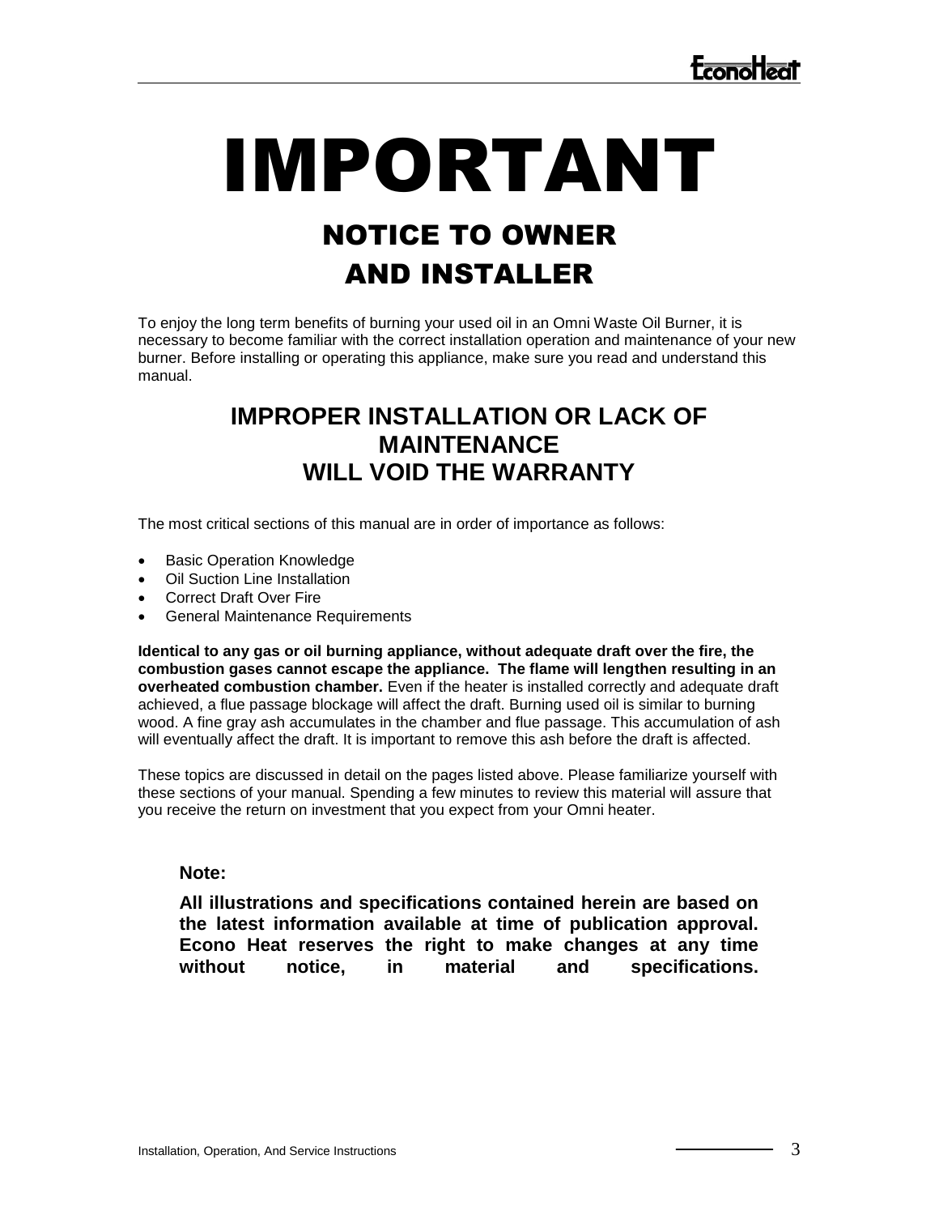# IMPORTANT

## NOTICE TO OWNER AND INSTALLER

To enjoy the long term benefits of burning your used oil in an Omni Waste Oil Burner, it is necessary to become familiar with the correct installation operation and maintenance of your new burner. Before installing or operating this appliance, make sure you read and understand this manual.

### IMPROPER INSTALLATION OR LACK OF MAINTENANCE WILL VOID THE WARRANTY

The most critical sections of this manual are in order of importance as follows:

- Basic Operation Knowledge
- Oil Suction Line Installation
- Correct Draft Over Fire
- General Maintenance Requirements

**Identical to any gas or oil burning appliance, without adequate draft over the fire, the combustion gases cannot escape the appliance. The flame will lengthen resulting in an overheated combustion chamber.** Even if the heater is installed correctly and adequate draft achieved, a flue passage blockage will affect the draft. Burning used oil is similar to burning wood. A fine gray ash accumulates in the chamber and flue passage. This accumulation of ash will eventually affect the draft. It is important to remove this ash before the draft is affected.

These topics are discussed in detail on the pages listed above. Please familiarize yourself with these sections of your manual. Spending a few minutes to review this material will assure that you receive the return on investment that you expect from your Omni heater.

**Note:**

**All illustrations and specifications contained herein are based on the latest information available at time of publication approval. Econo Heat reserves the right to make changes at any time without notice, in material and specifications.**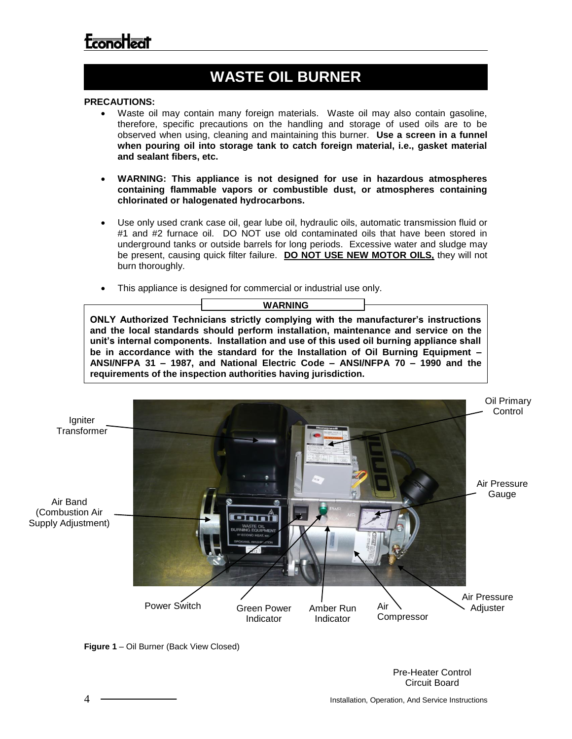# WASTE OIL BURNER

**PRECAUTIONS:**

- Waste oil may contain many foreign materials. Waste oil may also contain gasoline, therefore, specific precautions on the handling and storage of used oils are to be observed when using, cleaning and maintaining this burner. **Use a screen in a funnel when pouring oil into storage tank to catch foreign material, i.e., gasket material and sealant fibers, etc.**

- **WARNING: This appliance is not designed for use in hazardous atmospheres containing flammable vapors or combustible dust, or atmospheres containing chlorinated or halogenated hydrocarbons.**

- Use only used crank case oil, gear lube oil, hydraulic oils, automatic transmission fluid or #1 and #2 furnace oil. DO NOT use old contaminated oils that have been stored in underground tanks or outside barrels for long periods. Excessive water and sludge may be present, causing quick filter failure. **DO NOT USE NEW MOTOR OILS,** they will not burn thoroughly.

- This appliance is designed for commercial or industrial use only.

**WARNING**

**ONLY Authorized Technicians strictly complying with the manufacturer's instructions and the local standards should perform installation, maintenance and service on the unit's internal components. Installation and use of this used oil burning appliance shall be in accordance with the standard for the Installation of Oil Burning Equipment – ANSI/NFPA 31 – 1987, and National Electric Code – ANSI/NFPA 70 – 1990 and the requirements of the inspection authorities having jurisdiction.**

Igniter Transformer

Oil Primary Control

Air Pressure Gauge

Air Band (Combustion Air Supply Adjustment)

Power Switch

Green Power Indicator

Amber Run Indicator

Air Compressor

Air Pressure Adjuster

**Figure 1** – Oil Burner (Back View Closed)

Pre-Heater Control Circuit Board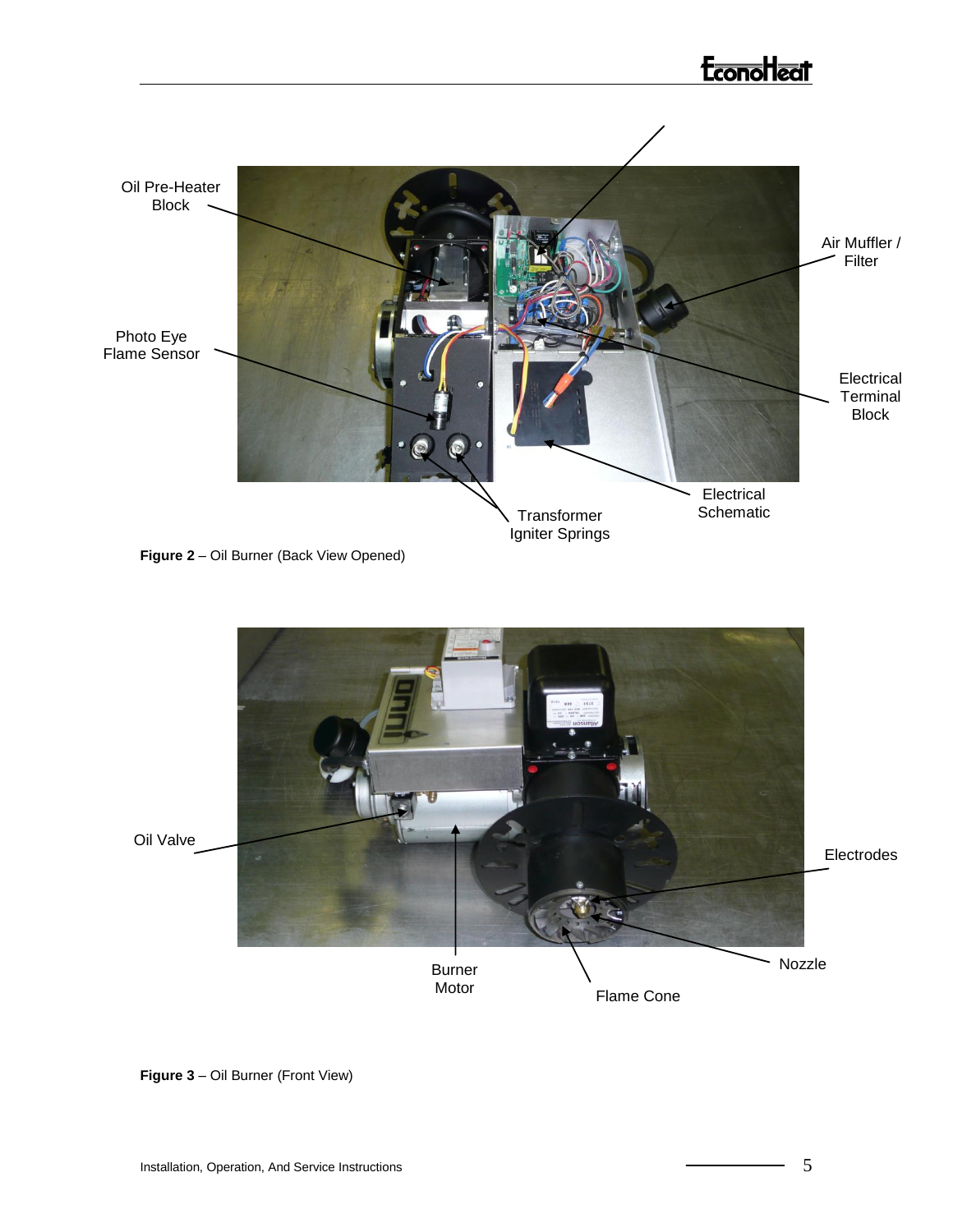Oil Pre-Heater Block

Photo Eye Flame Sensor

Air Muffler / Filter

Electrical Terminal Block

Transformer Igniter Springs

Electrical Schematic

**Figure 2** – Oil Burner (Back View Opened)

Oil Valve

Electrodes

Nozzle

Burner Motor

Flame Cone

**Figure 3** – Oil Burner (Front View)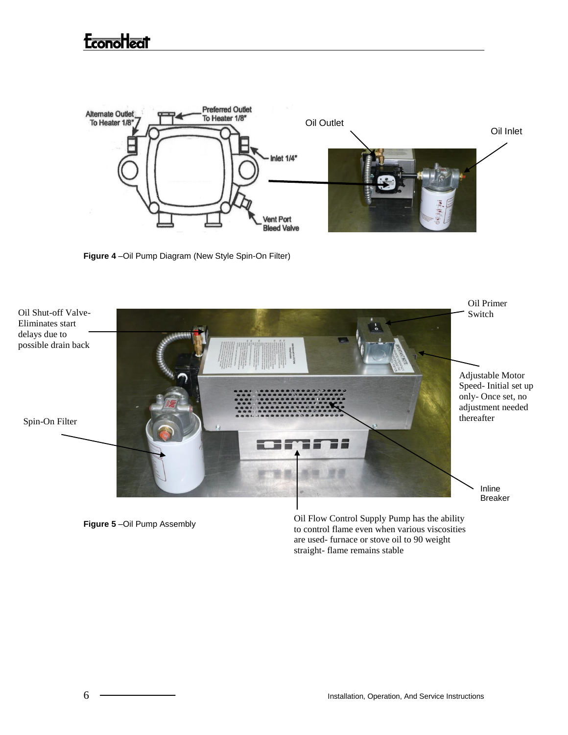Alternate Outlet To Heater 1/8"

Preferred Outlet To Heater 1/8"

Inlet 1/4"

Vent Port Bleed Valve

Oil Outlet

Oil Inlet

**Figure 4** –Oil Pump Diagram (New Style Spin-On Filter)

Oil Shut-off Valve- Eliminates start delays due to possible drain back

Spin-On Filter

Oil Primer Switch

Adjustable Motor Speed- Initial set up only- Once set, no adjustment needed thereafter

Inline Breaker

**Figure 5** –Oil Pump Assembly

Oil Flow Control Supply Pump has the ability to control flame even when various viscosities are used- furnace or stove oil to 90 weight straight- flame remains stable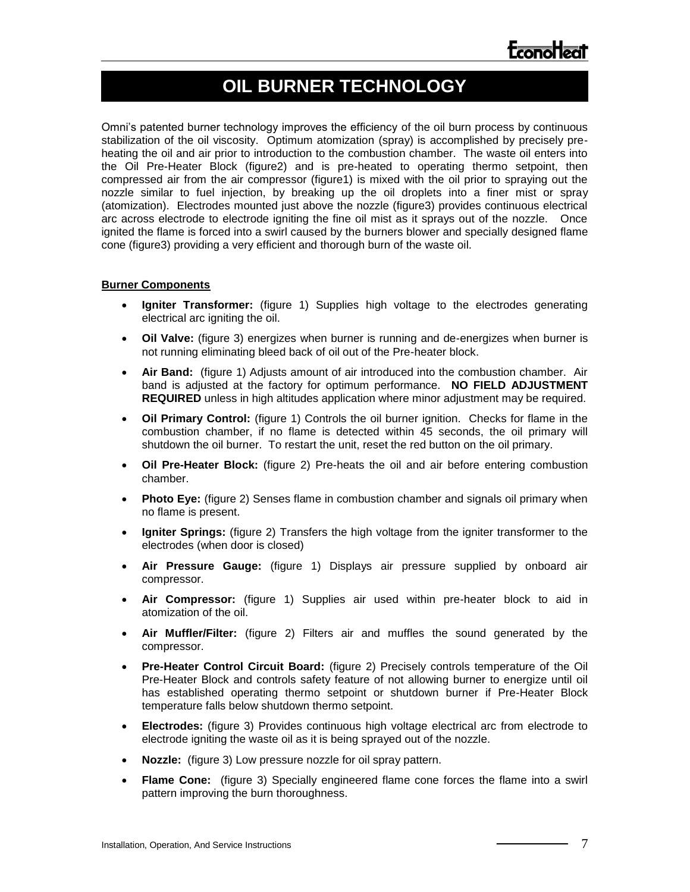# OIL BURNER TECHNOLOGY

Omni's patented burner technology improves the efficiency of the oil burn process by continuous stabilization of the oil viscosity. Optimum atomization (spray) is accomplished by precisely pre-heating the oil and air prior to introduction to the combustion chamber. The waste oil enters into the Oil Pre-Heater Block (figure2) and is pre-heated to operating thermo setpoint, then compressed air from the air compressor (figure1) is mixed with the oil prior to spraying out the nozzle similar to fuel injection, by breaking up the oil droplets into a finer mist or spray (atomization). Electrodes mounted just above the nozzle (figure3) provides continuous electrical arc across electrode to electrode igniting the fine oil mist as it sprays out of the nozzle. Once ignited the flame is forced into a swirl caused by the burners blower and specially designed flame cone (figure3) providing a very efficient and thorough burn of the waste oil.

**Burner Components**

- **Igniter Transformer:** (figure 1) Supplies high voltage to the electrodes generating electrical arc igniting the oil.
- **Oil Valve:** (figure 3) energizes when burner is running and de-energizes when burner is not running eliminating bleed back of oil out of the Pre-heater block.
- **Air Band:** (figure 1) Adjusts amount of air introduced into the combustion chamber. Air band is adjusted at the factory for optimum performance. **NO FIELD ADJUSTMENT REQUIRED** unless in high altitudes application where minor adjustment may be required.
- **Oil Primary Control:** (figure 1) Controls the oil burner ignition. Checks for flame in the combustion chamber, if no flame is detected within 45 seconds, the oil primary will shutdown the oil burner. To restart the unit, reset the red button on the oil primary.
- **Oil Pre-Heater Block:** (figure 2) Pre-heats the oil and air before entering combustion chamber.
- **Photo Eye:** (figure 2) Senses flame in combustion chamber and signals oil primary when no flame is present.
- **Igniter Springs:** (figure 2) Transfers the high voltage from the igniter transformer to the electrodes (when door is closed)
- **Air Pressure Gauge:** (figure 1) Displays air pressure supplied by onboard air compressor.
- **Air Compressor:** (figure 1) Supplies air used within pre-heater block to aid in atomization of the oil.
- **Air Muffler/Filter:** (figure 2) Filters air and muffles the sound generated by the compressor.
- **Pre-Heater Control Circuit Board:** (figure 2) Precisely controls temperature of the Oil Pre-Heater Block and controls safety feature of not allowing burner to energize until oil has established operating thermo setpoint or shutdown burner if Pre-Heater Block temperature falls below shutdown thermo setpoint.
- **Electrodes:** (figure 3) Provides continuous high voltage electrical arc from electrode to electrode igniting the waste oil as it is being sprayed out of the nozzle.
- **Nozzle:** (figure 3) Low pressure nozzle for oil spray pattern.
- **Flame Cone:** (figure 3) Specially engineered flame cone forces the flame into a swirl pattern improving the burn thoroughness.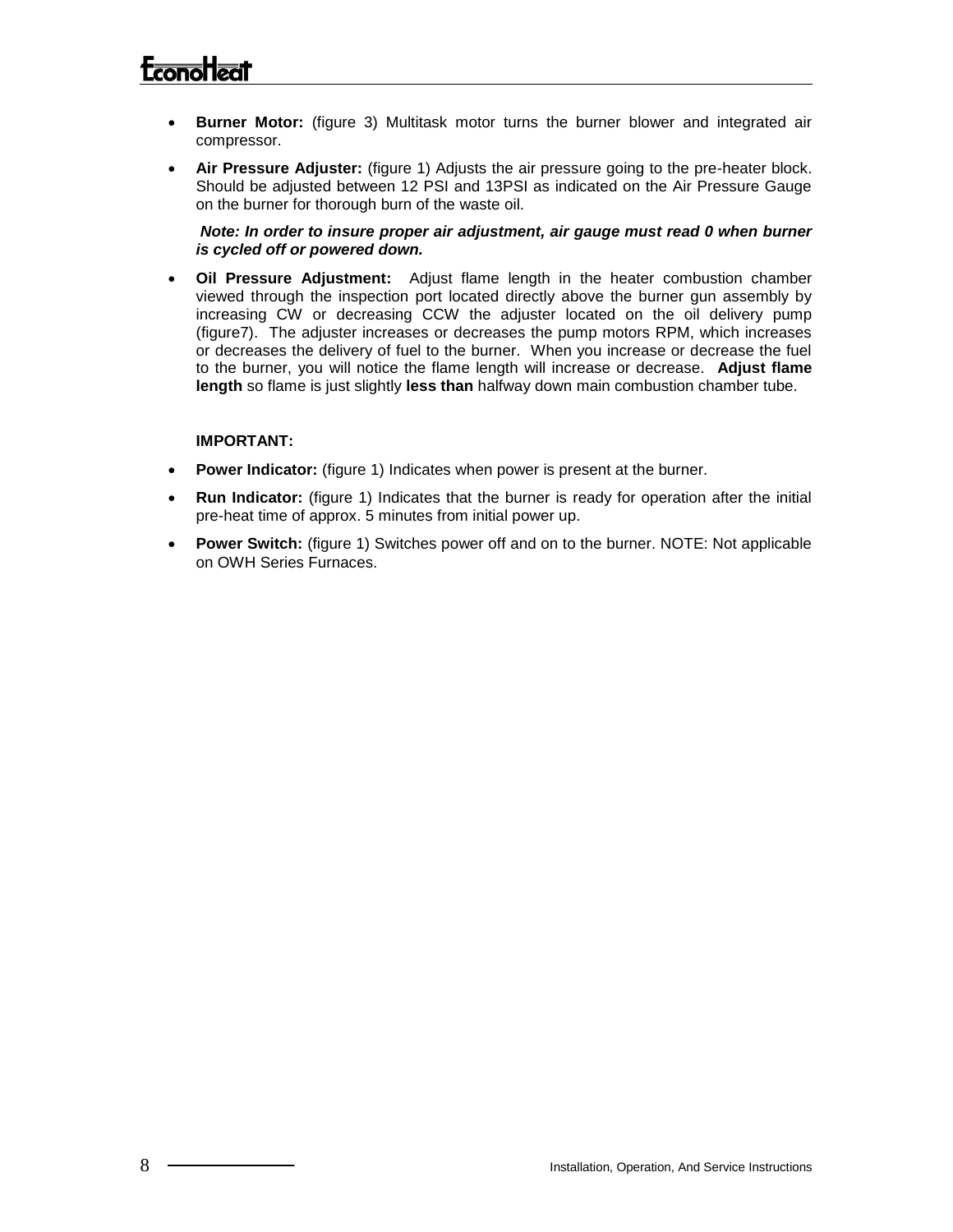- **Burner Motor:** (figure 3) Multitask motor turns the burner blower and integrated air compressor.
- **Air Pressure Adjuster:** (figure 1) Adjusts the air pressure going to the pre-heater block. Should be adjusted between 12 PSI and 13PSI as indicated on the Air Pressure Gauge on the burner for thorough burn of the waste oil.

  ***Note: In order to insure proper air adjustment, air gauge must read 0 when burner is cycled off or powered down.***

- **Oil Pressure Adjustment:** Adjust flame length in the heater combustion chamber viewed through the inspection port located directly above the burner gun assembly by increasing CW or decreasing CCW the adjuster located on the oil delivery pump (figure7). The adjuster increases or decreases the pump motors RPM, which increases or decreases the delivery of fuel to the burner. When you increase or decrease the fuel to the burner, you will notice the flame length will increase or decrease. **Adjust flame length** so flame is just slightly **less than** halfway down main combustion chamber tube.

**IMPORTANT:**

- **Power Indicator:** (figure 1) Indicates when power is present at the burner.
- **Run Indicator:** (figure 1) Indicates that the burner is ready for operation after the initial pre-heat time of approx. 5 minutes from initial power up.
- **Power Switch:** (figure 1) Switches power off and on to the burner. NOTE: Not applicable on OWH Series Furnaces.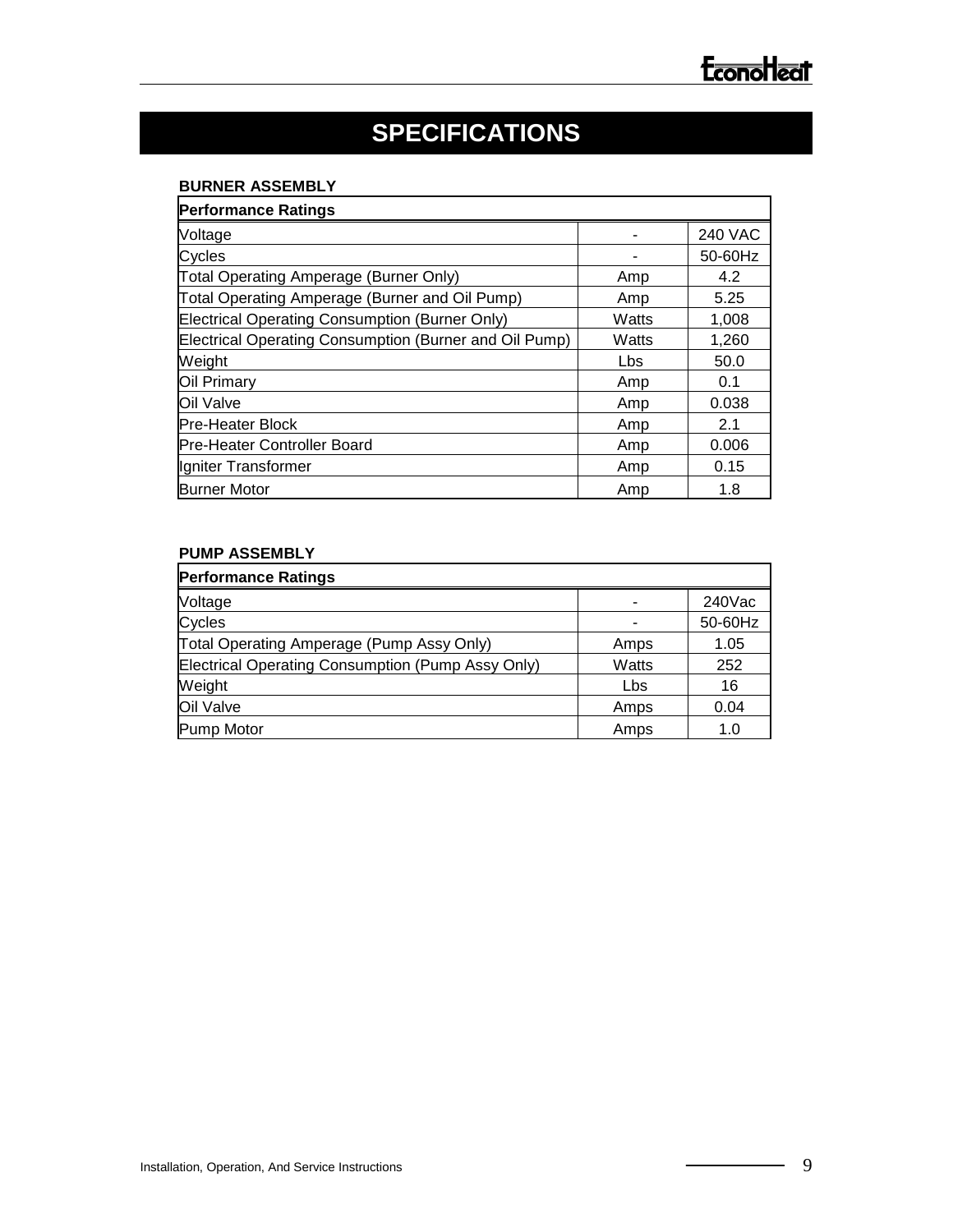# SPECIFICATIONS

**BURNER ASSEMBLY**

| Performance Ratings | | |
|---|---|---|
| Voltage | - | 240 VAC |
| Cycles | - | 50-60Hz |
| Total Operating Amperage (Burner Only) | Amp | 4.2 |
| Total Operating Amperage (Burner and Oil Pump) | Amp | 5.25 |
| Electrical Operating Consumption (Burner Only) | Watts | 1,008 |
| Electrical Operating Consumption (Burner and Oil Pump) | Watts | 1,260 |
| Weight | Lbs | 50.0 |
| Oil Primary | Amp | 0.1 |
| Oil Valve | Amp | 0.038 |
| Pre-Heater Block | Amp | 2.1 |
| Pre-Heater Controller Board | Amp | 0.006 |
| Igniter Transformer | Amp | 0.15 |
| Burner Motor | Amp | 1.8 |

**PUMP ASSEMBLY**

| Performance Ratings | | |
|---|---|---|
| Voltage | - | 240Vac |
| Cycles | - | 50-60Hz |
| Total Operating Amperage (Pump Assy Only) | Amps | 1.05 |
| Electrical Operating Consumption (Pump Assy Only) | Watts | 252 |
| Weight | Lbs | 16 |
| Oil Valve | Amps | 0.04 |
| Pump Motor | Amps | 1.0 |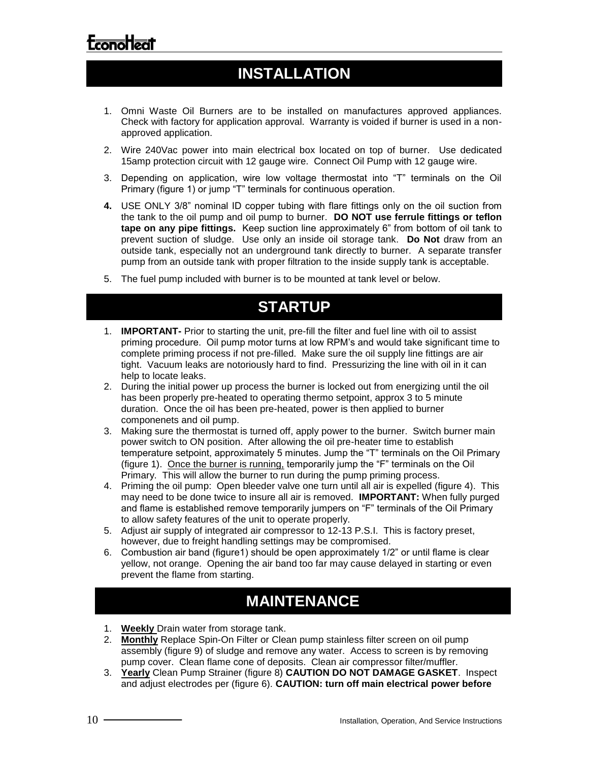# INSTALLATION

1. Omni Waste Oil Burners are to be installed on manufactures approved appliances. Check with factory for application approval. Warranty is voided if burner is used in a non-approved application.
2. Wire 240Vac power into main electrical box located on top of burner. Use dedicated 15amp protection circuit with 12 gauge wire. Connect Oil Pump with 12 gauge wire.
3. Depending on application, wire low voltage thermostat into "T" terminals on the Oil Primary (figure 1) or jump "T" terminals for continuous operation.
4. USE ONLY 3/8" nominal ID copper tubing with flare fittings only on the oil suction from the tank to the oil pump and oil pump to burner. **DO NOT use ferrule fittings or teflon tape on any pipe fittings.** Keep suction line approximately 6" from bottom of oil tank to prevent suction of sludge. Use only an inside oil storage tank. **Do Not** draw from an outside tank, especially not an underground tank directly to burner. A separate transfer pump from an outside tank with proper filtration to the inside supply tank is acceptable.
5. The fuel pump included with burner is to be mounted at tank level or below.

# STARTUP

1. **IMPORTANT-** Prior to starting the unit, pre-fill the filter and fuel line with oil to assist priming procedure. Oil pump motor turns at low RPM's and would take significant time to complete priming process if not pre-filled. Make sure the oil supply line fittings are air tight. Vacuum leaks are notoriously hard to find. Pressurizing the line with oil in it can help to locate leaks.
2. During the initial power up process the burner is locked out from energizing until the oil has been properly pre-heated to operating thermo setpoint, approx 3 to 5 minute duration. Once the oil has been pre-heated, power is then applied to burner componenets and oil pump.
3. Making sure the thermostat is turned off, apply power to the burner. Switch burner main power switch to ON position. After allowing the oil pre-heater time to establish temperature setpoint, approximately 5 minutes. Jump the "T" terminals on the Oil Primary (figure 1). <u>Once the burner is running,</u> temporarily jump the "F" terminals on the Oil Primary. This will allow the burner to run during the pump priming process.
4. Priming the oil pump: Open bleeder valve one turn until all air is expelled (figure 4). This may need to be done twice to insure all air is removed. **IMPORTANT:** When fully purged and flame is established remove temporarily jumpers on "F" terminals of the Oil Primary to allow safety features of the unit to operate properly.
5. Adjust air supply of integrated air compressor to 12-13 P.S.I. This is factory preset, however, due to freight handling settings may be compromised.
6. Combustion air band (figure1) should be open approximately 1/2" or until flame is clear yellow, not orange. Opening the air band too far may cause delayed in starting or even prevent the flame from starting.

# MAINTENANCE

1. **<u>Weekly</u>** Drain water from storage tank.
2. **<u>Monthly</u>** Replace Spin-On Filter or Clean pump stainless filter screen on oil pump assembly (figure 9) of sludge and remove any water. Access to screen is by removing pump cover. Clean flame cone of deposits. Clean air compressor filter/muffler.
3. **<u>Yearly</u>** Clean Pump Strainer (figure 8) **CAUTION DO NOT DAMAGE GASKET**. Inspect and adjust electrodes per (figure 6). **CAUTION: turn off main electrical power before**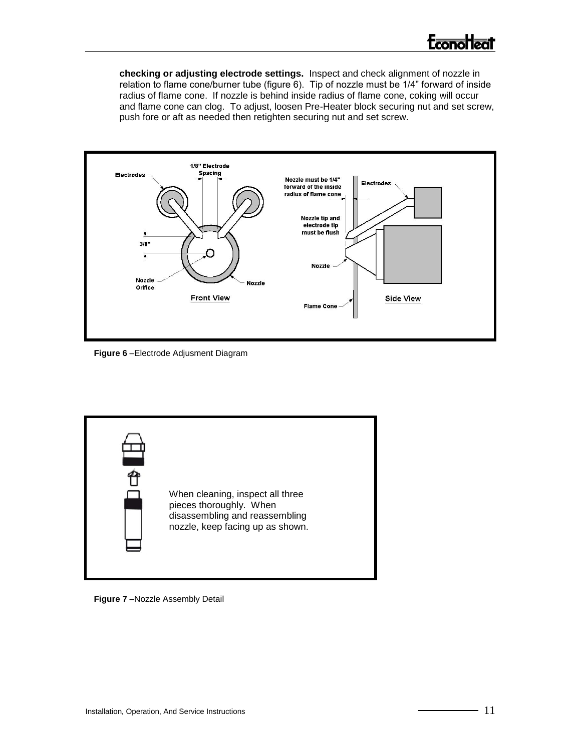**checking or adjusting electrode settings.** Inspect and check alignment of nozzle in relation to flame cone/burner tube (figure 6). Tip of nozzle must be 1/4" forward of inside radius of flame cone. If nozzle is behind inside radius of flame cone, coking will occur and flame cone can clog. To adjust, loosen Pre-Heater block securing nut and set screw, push fore or aft as needed then retighten securing nut and set screw.

**Figure 6** –Electrode Adjusment Diagram

When cleaning, inspect all three pieces thoroughly. When disassembling and reassembling nozzle, keep facing up as shown.

**Figure 7** –Nozzle Assembly Detail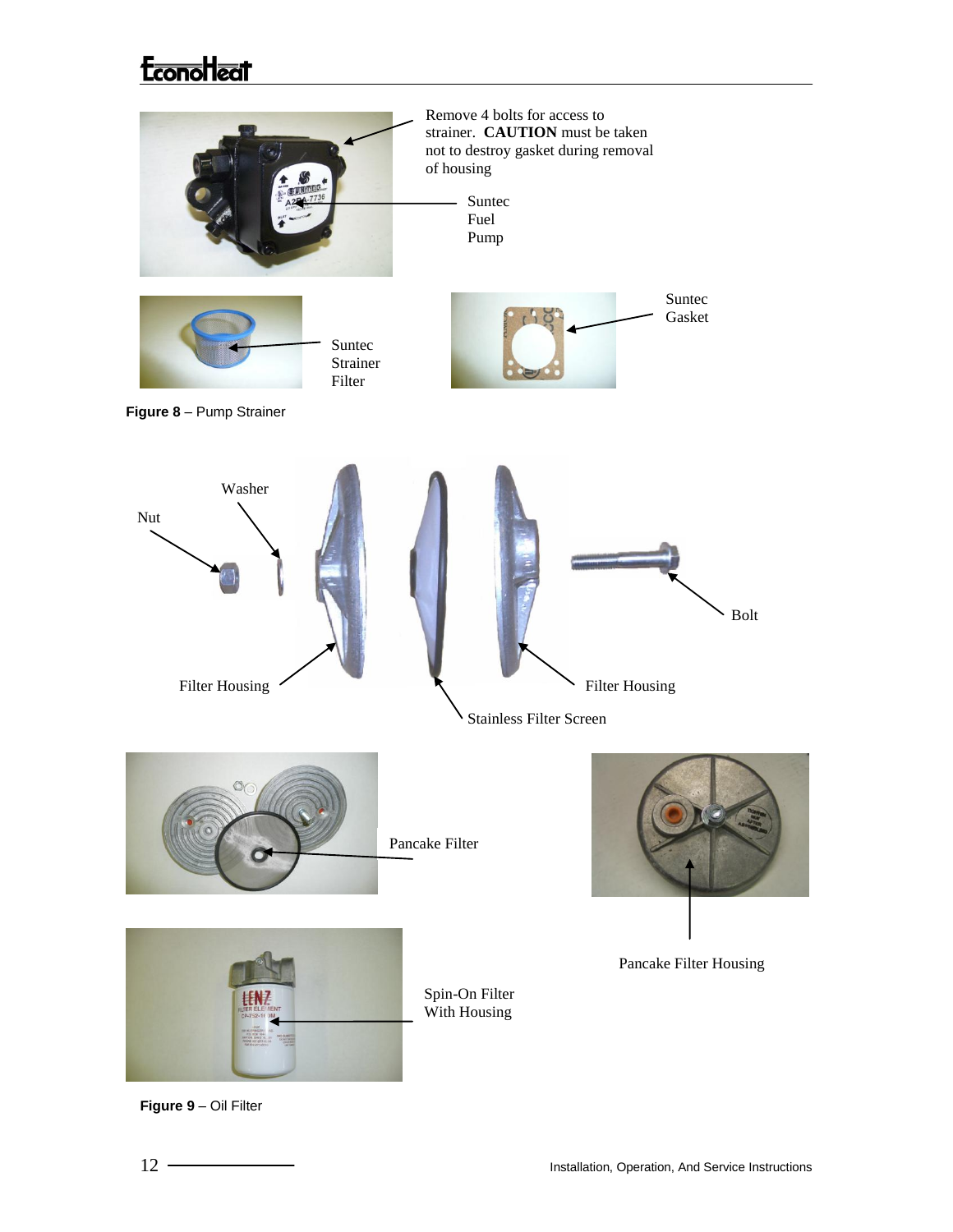Remove 4 bolts for access to strainer. **CAUTION** must be taken not to destroy gasket during removal of housing

Suntec Fuel Pump

Suntec Strainer Filter

Suntec Gasket

**Figure 8** – Pump Strainer

Washer

Nut

Bolt

Filter Housing

Filter Housing

Stainless Filter Screen

Pancake Filter

Pancake Filter Housing

Spin-On Filter With Housing

**Figure 9** – Oil Filter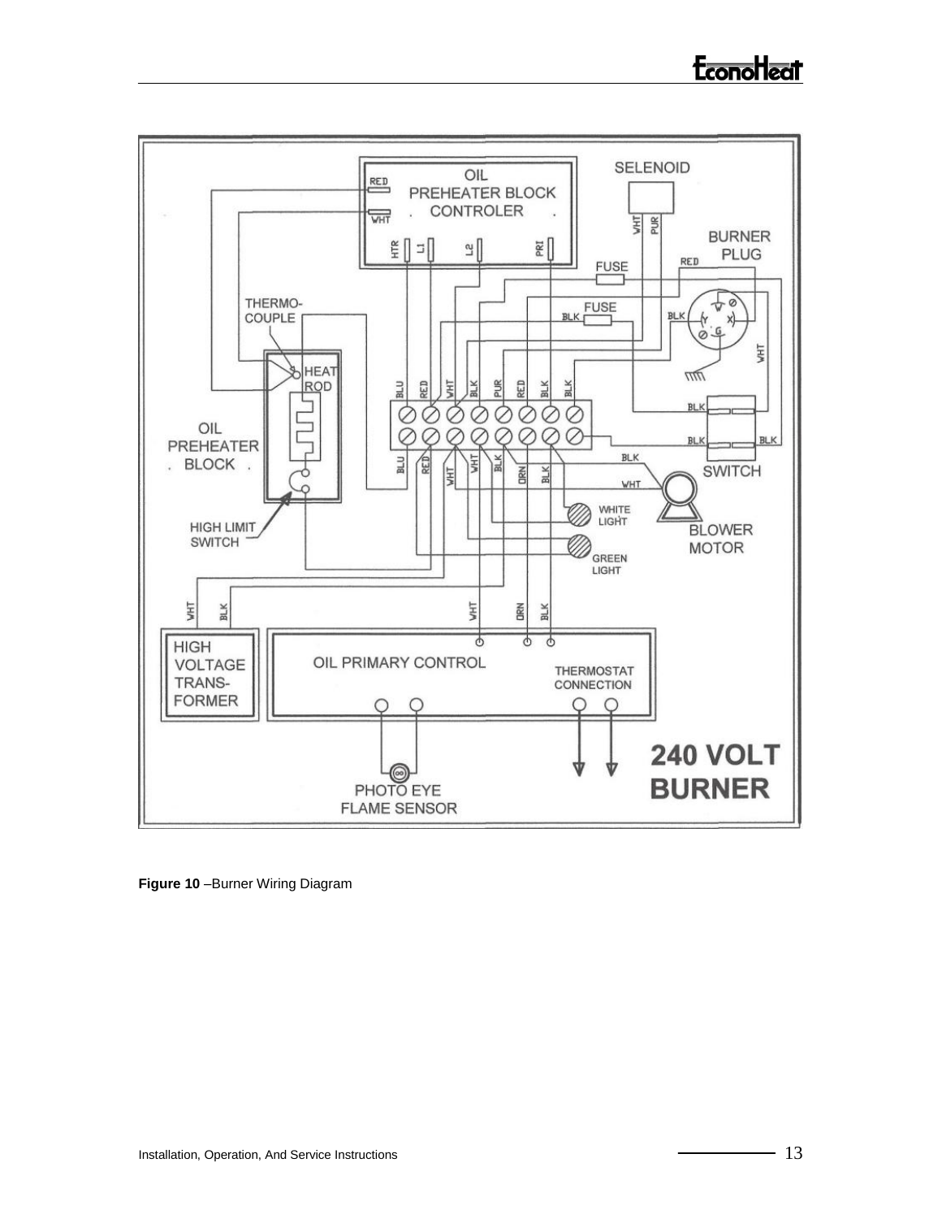**Figure 10** –Burner Wiring Diagram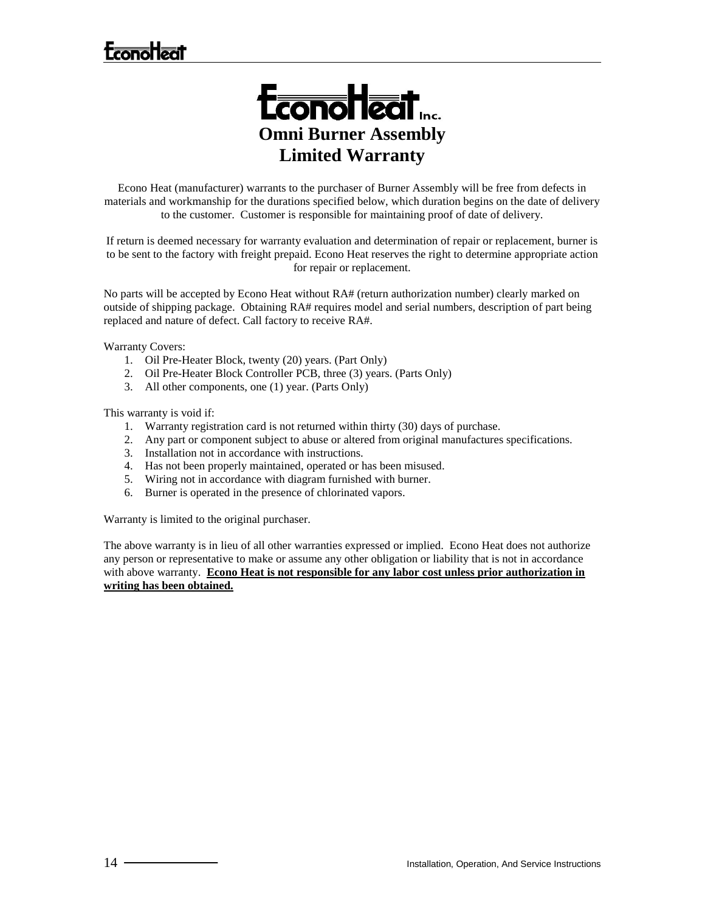# EconoHeat Inc.

# Omni Burner Assembly
# Limited Warranty

Econo Heat (manufacturer) warrants to the purchaser of Burner Assembly will be free from defects in materials and workmanship for the durations specified below, which duration begins on the date of delivery to the customer. Customer is responsible for maintaining proof of date of delivery.

If return is deemed necessary for warranty evaluation and determination of repair or replacement, burner is to be sent to the factory with freight prepaid. Econo Heat reserves the right to determine appropriate action for repair or replacement.

No parts will be accepted by Econo Heat without RA# (return authorization number) clearly marked on outside of shipping package. Obtaining RA# requires model and serial numbers, description of part being replaced and nature of defect. Call factory to receive RA#.

Warranty Covers:

1. Oil Pre-Heater Block, twenty (20) years. (Part Only)
2. Oil Pre-Heater Block Controller PCB, three (3) years. (Parts Only)
3. All other components, one (1) year. (Parts Only)

This warranty is void if:

1. Warranty registration card is not returned within thirty (30) days of purchase.
2. Any part or component subject to abuse or altered from original manufactures specifications.
3. Installation not in accordance with instructions.
4. Has not been properly maintained, operated or has been misused.
5. Wiring not in accordance with diagram furnished with burner.
6. Burner is operated in the presence of chlorinated vapors.

Warranty is limited to the original purchaser.

The above warranty is in lieu of all other warranties expressed or implied. Econo Heat does not authorize any person or representative to make or assume any other obligation or liability that is not in accordance with above warranty. **Econo Heat is not responsible for any labor cost unless prior authorization in writing has been obtained.**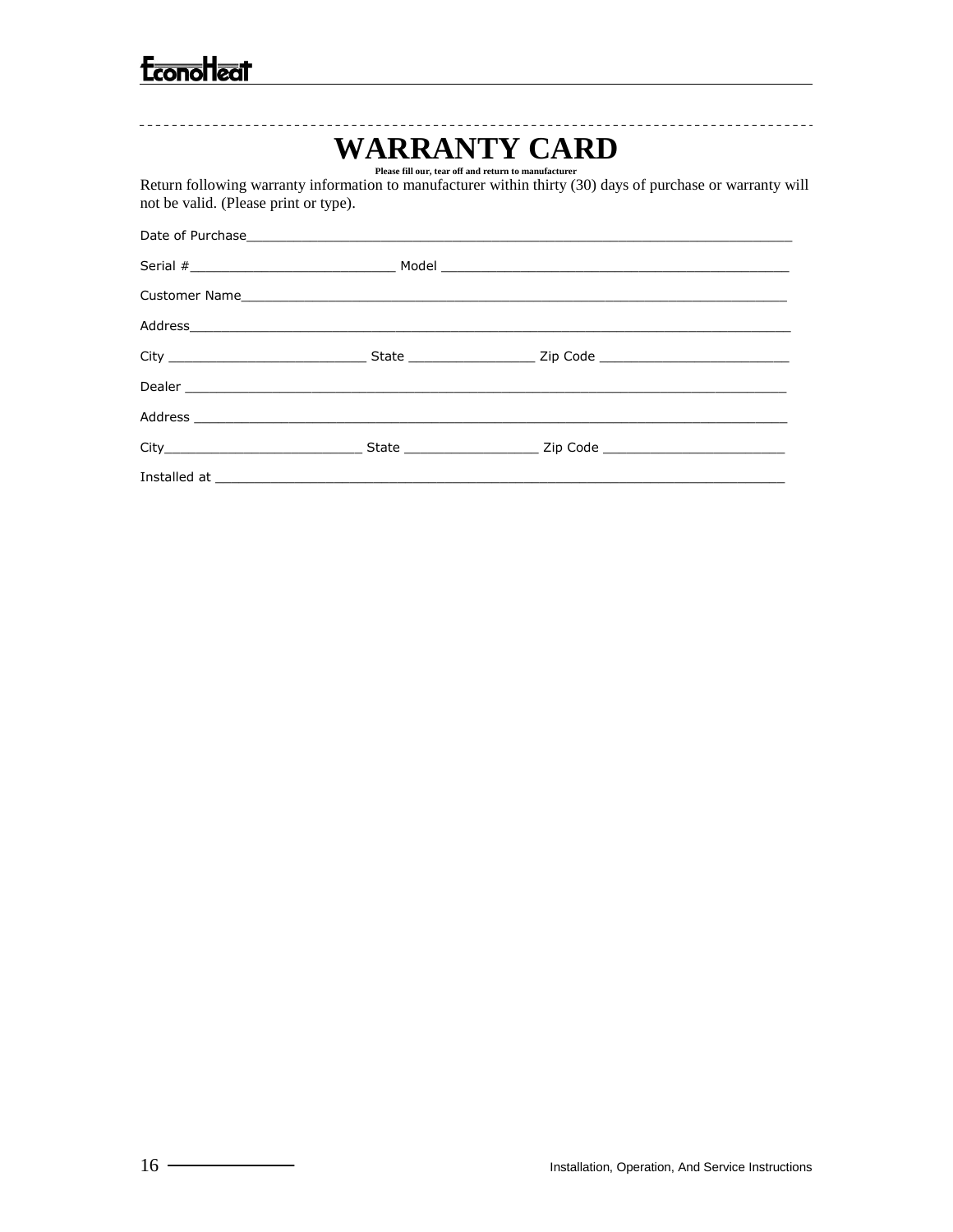# WARRANTY CARD

**Please fill our, tear off and return to manufacturer**

Return following warranty information to manufacturer within thirty (30) days of purchase or warranty will not be valid. (Please print or type).

Date of Purchase_______________________________________________________________________

Serial #_________________________ Model ___________________________________________

Customer Name_________________________________________________________________

Address______________________________________________________________________

City ________________________ State _______________ Zip Code _______________________

Dealer _______________________________________________________________________

Address ______________________________________________________________________

City________________________ State ________________ Zip Code ______________________

Installed at ___________________________________________________________________